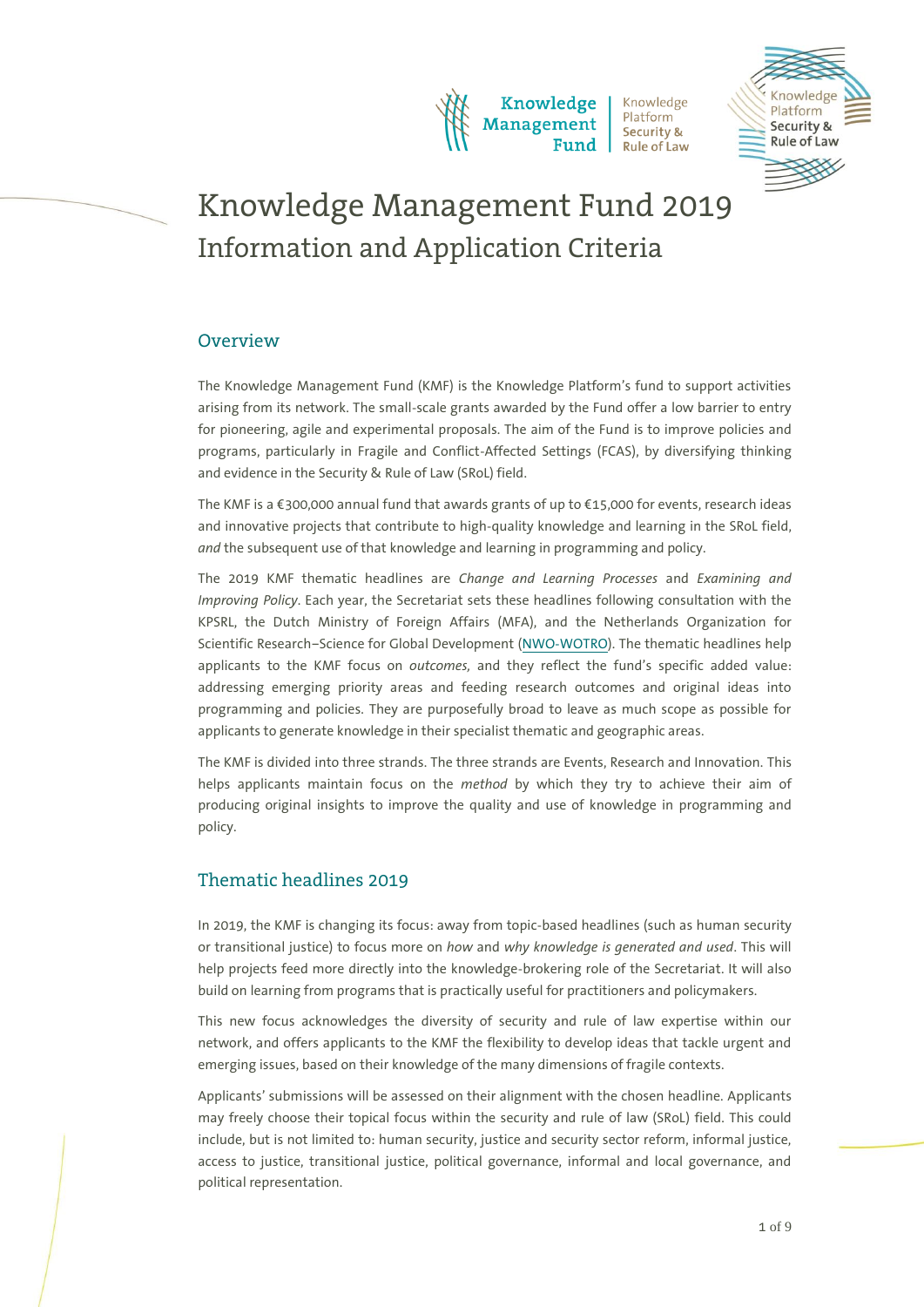# Knowledge Management Fund 2019

## Information and Application Criteria

### Overview

The Knowledge Management Fund (KMF) is the Knowledge Platform's fund to support activities arising from its network. The small-scale grants awarded by the Fund offer a low barrier to entry for pioneering, agile and experimental proposals. The aim of the Fund is to improve policies and programs, particularly in Fragile and Conflict-Affected Settings (FCAS), by diversifying thinking and evidence in the Security & Rule of Law (SRoL) field.

The KMF is a €300,000 annual fund that awards grants of up to €15,000 for events, research ideas and innovative projects that contribute to high-quality knowledge and learning in the SRoL field, *and* the subsequent use of that knowledge and learning in programming and policy.

The 2019 KMF thematic headlines are *Change and Learning Processes* and *Examining and Improving Policy*. Each year, the Secretariat sets these headlines following consultation with the KPSRL, the Dutch Ministry of Foreign Affairs (MFA), and the Netherlands Organization for Scientific Research–Science for Global Development (NWO-WOTRO). The thematic headlines help applicants to the KMF focus on *outcomes*, and they reflect the fund's specific added value: addressing emerging priority areas and feeding research outcomes and original ideas into programming and policies. They are purposefully broad to leave as much scope as possible for applicants to generate knowledge in their specialist thematic and geographic areas.

The KMF is divided into three strands. The three strands are Events, Research and Innovation. This helps applicants maintain focus on the *method* by which they try to achieve their aim of producing original insights to improve the quality and use of knowledge in programming and policy.

### Thematic headlines 2019

In 2019, the KMF is changing its focus: away from topic-based headlines (such as human security or transitional justice) to focus more on *how* and *why knowledge is generated and used*. This will help projects feed more directly into the knowledge-brokering role of the Secretariat. It will also build on learning from programs that is practically useful for practitioners and policymakers.

This new focus acknowledges the diversity of security and rule of law expertise within our network, and offers applicants to the KMF the flexibility to develop ideas that tackle urgent and emerging issues, based on their knowledge of the many dimensions of fragile contexts.

Applicants' submissions will be assessed on their alignment with the chosen headline. Applicants may freely choose their topical focus within the security and rule of law (SRoL) field. This could include, but is not limited to: human security, justice and security sector reform, informal justice, access to justice, transitional justice, political governance, informal and local governance, and political representation.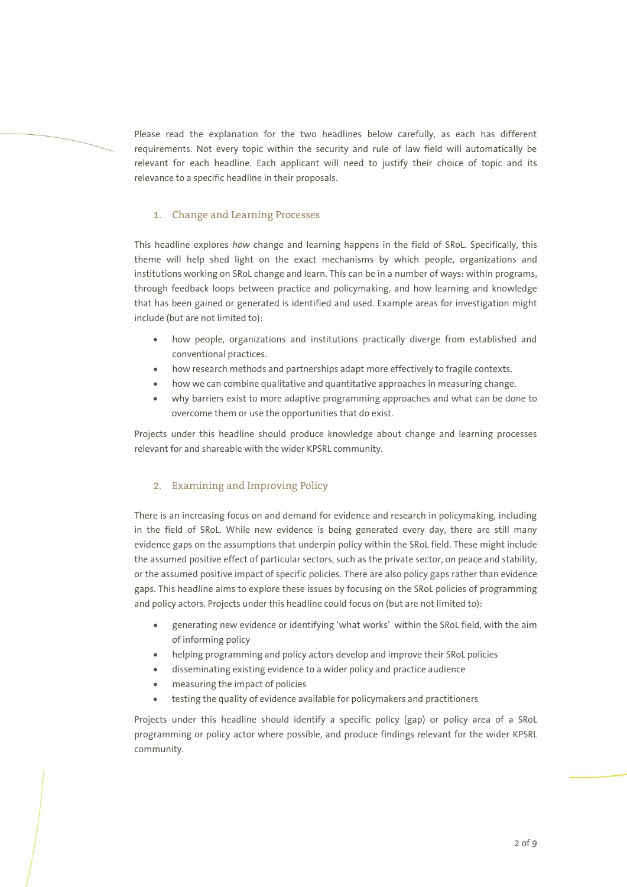Please read the explanation for the two headlines below carefully, as each has different requirements. Not every topic within the security and rule of law field will automatically be relevant for each headline. Each applicant will need to justify their choice of topic and its relevance to a specific headline in their proposals.

## 1. Change and Learning Processes

This headline explores *how* change and learning happens in the field of SRoL. Specifically, this theme will help shed light on the exact mechanisms by which people, organizations and institutions working on SRoL change and learn. This can be in a number of ways: within programs, through feedback loops between practice and policymaking, and how learning and knowledge that has been gained or generated is identified and used. Example areas for investigation might include (but are not limited to):

- how people, organizations and institutions practically diverge from established and conventional practices.
- how research methods and partnerships adapt more effectively to fragile contexts.
- how we can combine qualitative and quantitative approaches in measuring change.
- why barriers exist to more adaptive programming approaches and what can be done to overcome them or use the opportunities that do exist.

Projects under this headline should produce knowledge about change and learning processes relevant for and shareable with the wider KPSRL community.

## 2. Examining and Improving Policy

There is an increasing focus on and demand for evidence and research in policymaking, including in the field of SRoL. While new evidence is being generated every day, there are still many evidence gaps on the assumptions that underpin policy within the SRoL field. These might include the assumed positive effect of particular sectors, such as the private sector, on peace and stability, or the assumed positive impact of specific policies. There are also policy gaps rather than evidence gaps. This headline aims to explore these issues by focusing on the SRoL policies of programming and policy actors. Projects under this headline could focus on (but are not limited to):

- generating new evidence or identifying 'what works' within the SRoL field, with the aim of informing policy
- helping programming and policy actors develop and improve their SRoL policies
- disseminating existing evidence to a wider policy and practice audience
- measuring the impact of policies
- testing the quality of evidence available for policymakers and practitioners

Projects under this headline should identify a specific policy (gap) or policy area of a SRoL programming or policy actor where possible, and produce findings relevant for the wider KPSRL community.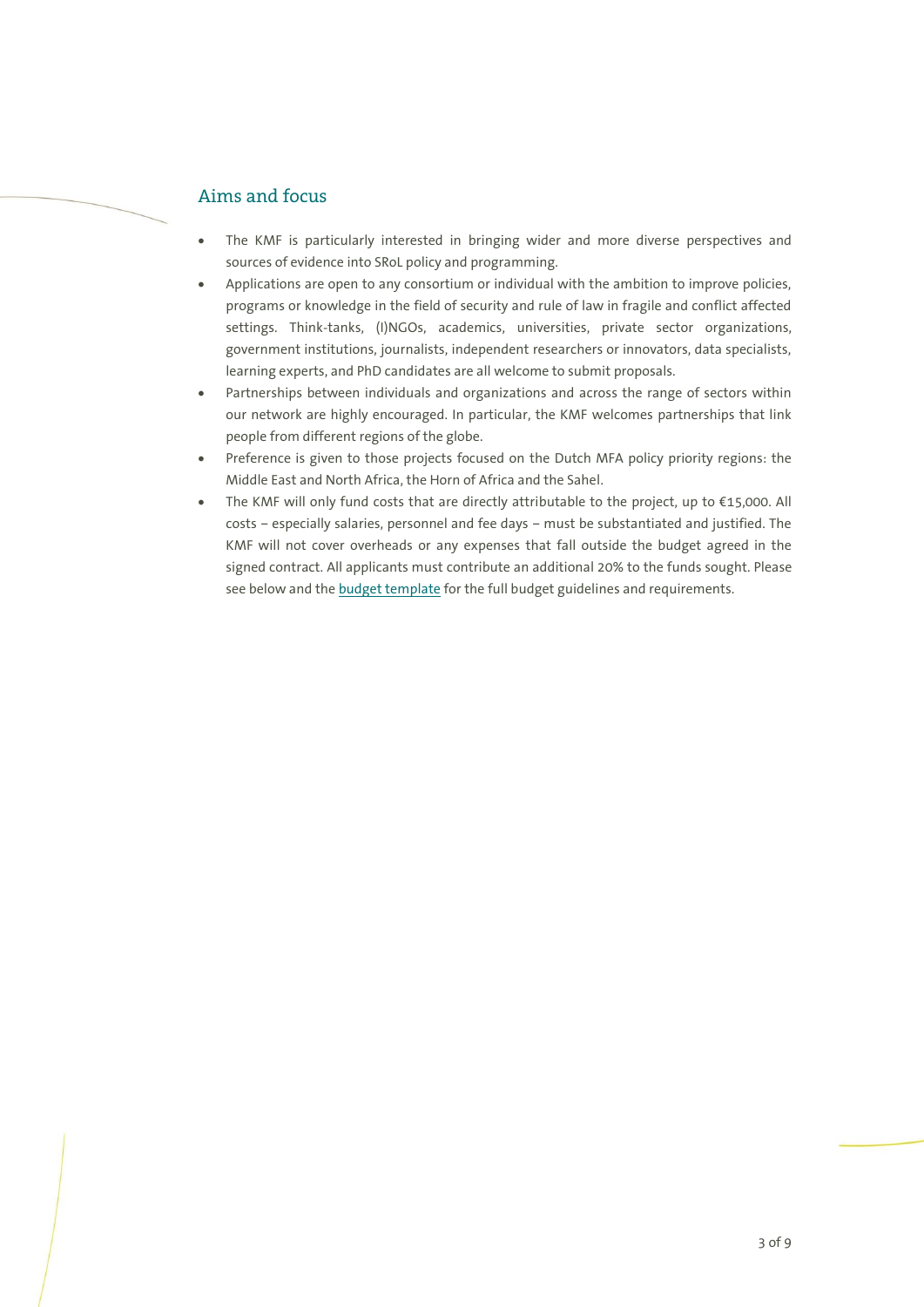## Aims and focus

- The KMF is particularly interested in bringing wider and more diverse perspectives and sources of evidence into SRoL policy and programming.
- Applications are open to any consortium or individual with the ambition to improve policies, programs or knowledge in the field of security and rule of law in fragile and conflict affected settings. Think-tanks, (I)NGOs, academics, universities, private sector organizations, government institutions, journalists, independent researchers or innovators, data specialists, learning experts, and PhD candidates are all welcome to submit proposals.
- Partnerships between individuals and organizations and across the range of sectors within our network are highly encouraged. In particular, the KMF welcomes partnerships that link people from different regions of the globe.
- Preference is given to those projects focused on the Dutch MFA policy priority regions: the Middle East and North Africa, the Horn of Africa and the Sahel.
- The KMF will only fund costs that are directly attributable to the project, up to €15,000. All costs – especially salaries, personnel and fee days – must be substantiated and justified. The KMF will not cover overheads or any expenses that fall outside the budget agreed in the signed contract. All applicants must contribute an additional 20% to the funds sought. Please see below and the budget template for the full budget guidelines and requirements.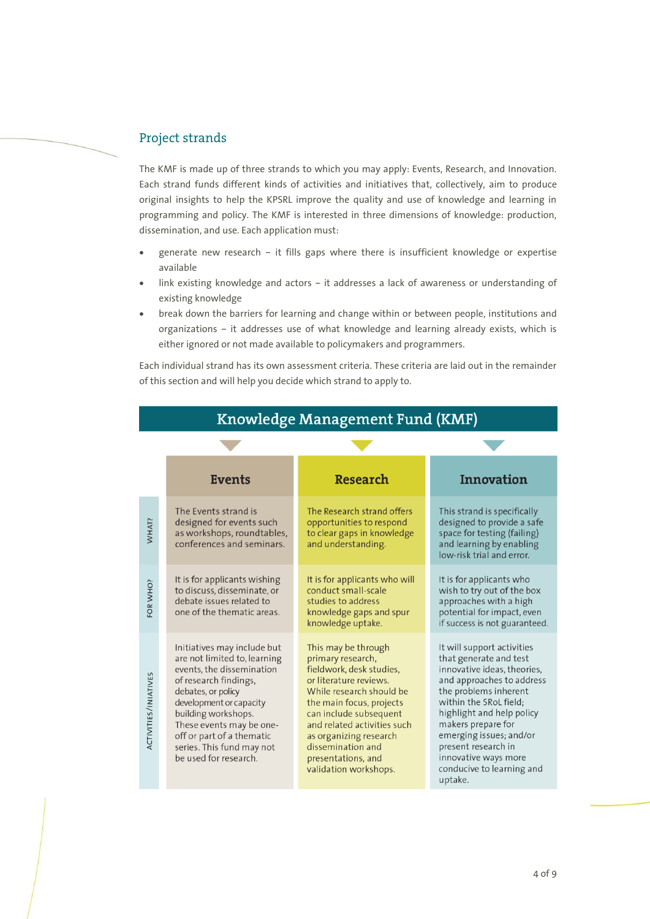## Project strands

The KMF is made up of three strands to which you may apply: Events, Research, and Innovation. Each strand funds different kinds of activities and initiatives that, collectively, aim to produce original insights to help the KPSRL improve the quality and use of knowledge and learning in programming and policy. The KMF is interested in three dimensions of knowledge: production, dissemination, and use. Each application must:

- generate new research – it fills gaps where there is insufficient knowledge or expertise available
- link existing knowledge and actors – it addresses a lack of awareness or understanding of existing knowledge
- break down the barriers for learning and change within or between people, institutions and organizations – it addresses use of what knowledge and learning already exists, which is either ignored or not made available to policymakers and programmers.

Each individual strand has its own assessment criteria. These criteria are laid out in the remainder of this section and will help you decide which strand to apply to.

**Knowledge Management Fund (KMF)**

| | Events | Research | Innovation |
|---|---|---|---|
| WHAT? | The Events strand is designed for events such as workshops, roundtables, conferences and seminars. | The Research strand offers opportunities to respond to clear gaps in knowledge and understanding. | This strand is specifically designed to provide a safe space for testing (failing) and learning by enabling low-risk trial and error. |
| FOR WHO? | It is for applicants wishing to discuss, disseminate, or debate issues related to one of the thematic areas. | It is for applicants who will conduct small-scale studies to address knowledge gaps and spur knowledge uptake. | It is for applicants who wish to try out of the box approaches with a high potential for impact, even if success is not guaranteed. |
| ACTIVITIES/INIATIVES | Initiatives may include but are not limited to, learning events, the dissemination of research findings, debates, or policy development or capacity building workshops. These events may be one-off or part of a thematic series. This fund may not be used for research. | This may be through primary research, fieldwork, desk studies, or literature reviews. While research should be the main focus, projects can include subsequent and related activities such as organizing research dissemination and presentations, and validation workshops. | It will support activities that generate and test innovative ideas, theories, and approaches to address the problems inherent within the SRoL field; highlight and help policy makers prepare for emerging issues; and/or present research in innovative ways more conducive to learning and uptake. |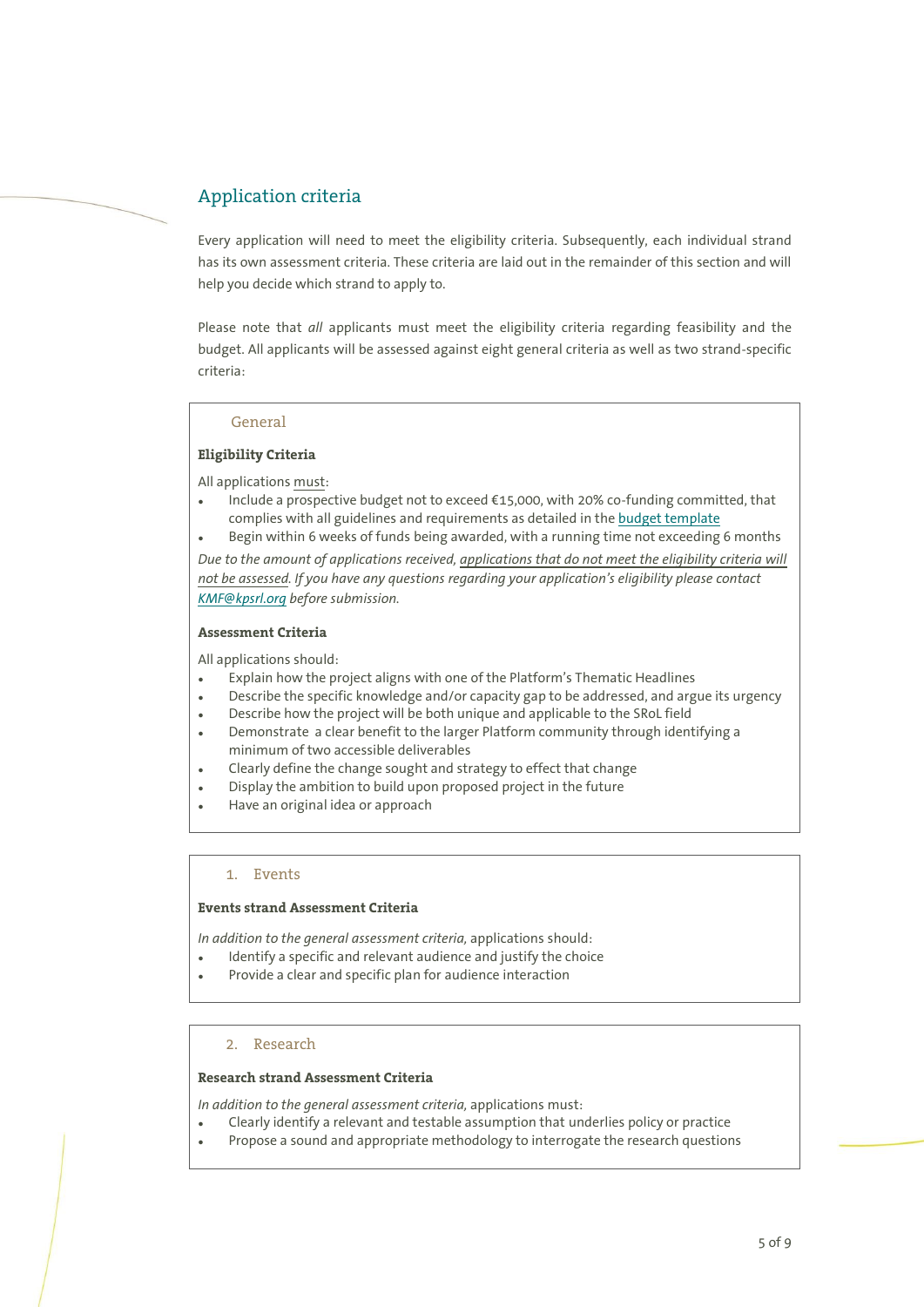## Application criteria

Every application will need to meet the eligibility criteria. Subsequently, each individual strand has its own assessment criteria. These criteria are laid out in the remainder of this section and will help you decide which strand to apply to.

Please note that *all* applicants must meet the eligibility criteria regarding feasibility and the budget. All applicants will be assessed against eight general criteria as well as two strand-specific criteria:

### General

**Eligibility Criteria**

All applications must:

- Include a prospective budget not to exceed €15,000, with 20% co-funding committed, that complies with all guidelines and requirements as detailed in the budget template
- Begin within 6 weeks of funds being awarded, with a running time not exceeding 6 months

*Due to the amount of applications received, applications that do not meet the eligibility criteria will not be assessed. If you have any questions regarding your application's eligibility please contact KMF@kpsrl.org before submission.*

**Assessment Criteria**

All applications should:

- Explain how the project aligns with one of the Platform's Thematic Headlines
- Describe the specific knowledge and/or capacity gap to be addressed, and argue its urgency
- Describe how the project will be both unique and applicable to the SRoL field
- Demonstrate a clear benefit to the larger Platform community through identifying a minimum of two accessible deliverables
- Clearly define the change sought and strategy to effect that change
- Display the ambition to build upon proposed project in the future
- Have an original idea or approach

### 1. Events

**Events strand Assessment Criteria**

*In addition to the general assessment criteria,* applications should:

- Identify a specific and relevant audience and justify the choice
- Provide a clear and specific plan for audience interaction

### 2. Research

**Research strand Assessment Criteria**

*In addition to the general assessment criteria,* applications must:

- Clearly identify a relevant and testable assumption that underlies policy or practice
- Propose a sound and appropriate methodology to interrogate the research questions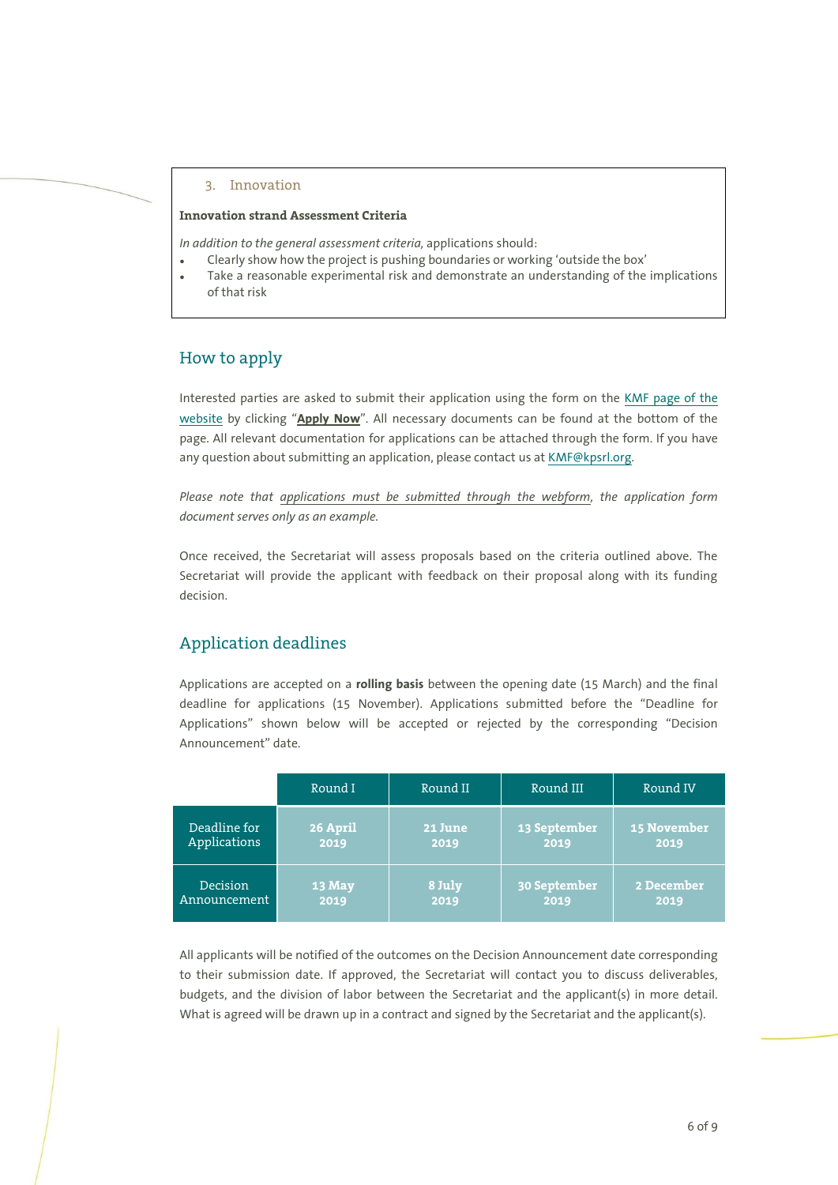### 3. Innovation

**Innovation strand Assessment Criteria**

*In addition to the general assessment criteria*, applications should:

- Clearly show how the project is pushing boundaries or working 'outside the box'
- Take a reasonable experimental risk and demonstrate an understanding of the implications of that risk

## How to apply

Interested parties are asked to submit their application using the form on the KMF page of the website by clicking "**Apply Now**". All necessary documents can be found at the bottom of the page. All relevant documentation for applications can be attached through the form. If you have any question about submitting an application, please contact us at KMF@kpsrl.org.

*Please note that applications must be submitted through the webform, the application form document serves only as an example.*

Once received, the Secretariat will assess proposals based on the criteria outlined above. The Secretariat will provide the applicant with feedback on their proposal along with its funding decision.

## Application deadlines

Applications are accepted on a **rolling basis** between the opening date (15 March) and the final deadline for applications (15 November). Applications submitted before the "Deadline for Applications" shown below will be accepted or rejected by the corresponding "Decision Announcement" date.

| | Round I | Round II | Round III | Round IV |
|---|---|---|---|---|
| Deadline for Applications | **26 April 2019** | **21 June 2019** | **13 September 2019** | **15 November 2019** |
| Decision Announcement | **13 May 2019** | **8 July 2019** | **30 September 2019** | **2 December 2019** |

All applicants will be notified of the outcomes on the Decision Announcement date corresponding to their submission date. If approved, the Secretariat will contact you to discuss deliverables, budgets, and the division of labor between the Secretariat and the applicant(s) in more detail. What is agreed will be drawn up in a contract and signed by the Secretariat and the applicant(s).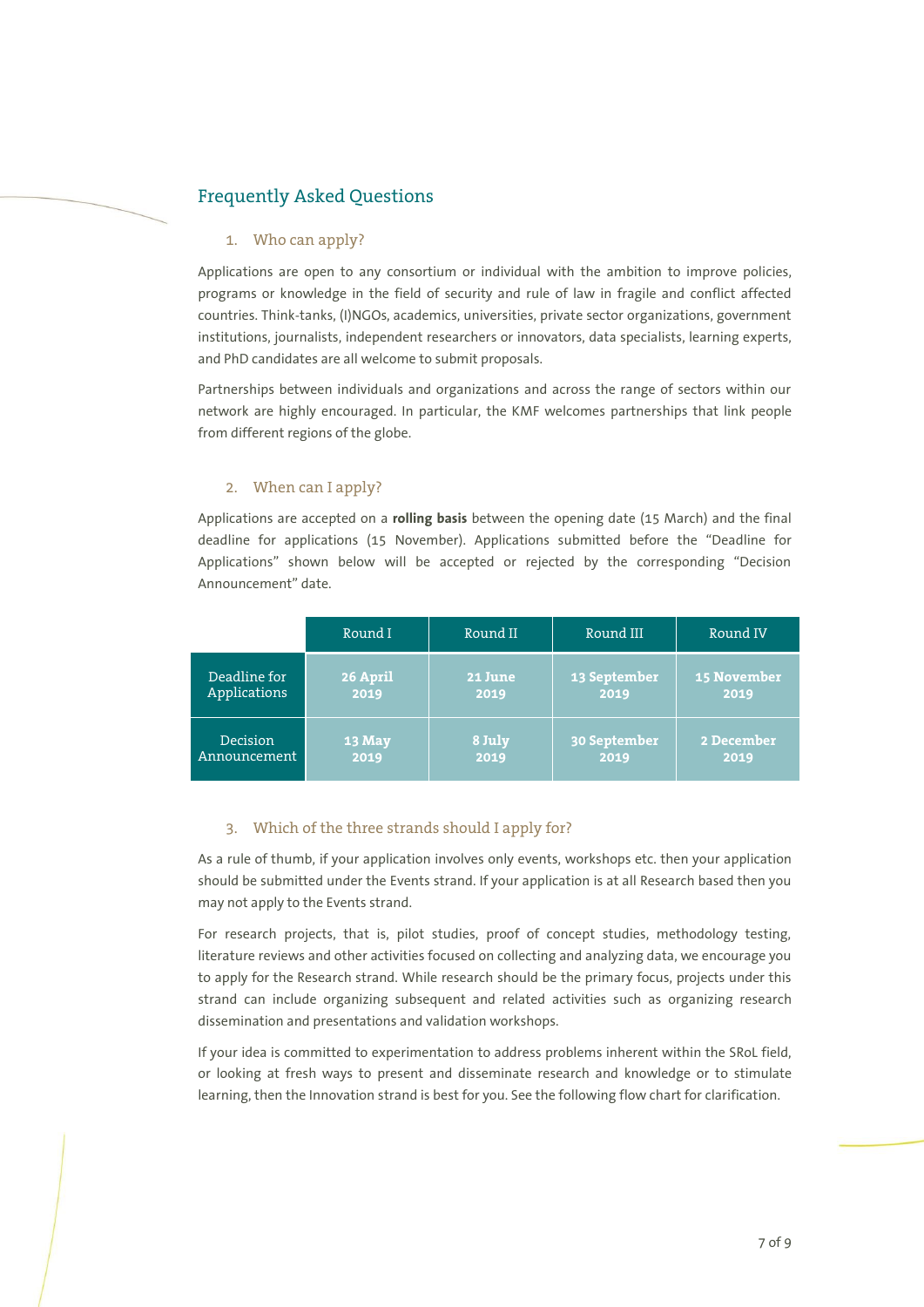## Frequently Asked Questions

### 1. Who can apply?

Applications are open to any consortium or individual with the ambition to improve policies, programs or knowledge in the field of security and rule of law in fragile and conflict affected countries. Think-tanks, (I)NGOs, academics, universities, private sector organizations, government institutions, journalists, independent researchers or innovators, data specialists, learning experts, and PhD candidates are all welcome to submit proposals.

Partnerships between individuals and organizations and across the range of sectors within our network are highly encouraged. In particular, the KMF welcomes partnerships that link people from different regions of the globe.

### 2. When can I apply?

Applications are accepted on a **rolling basis** between the opening date (15 March) and the final deadline for applications (15 November). Applications submitted before the “Deadline for Applications” shown below will be accepted or rejected by the corresponding “Decision Announcement” date.

| | Round I | Round II | Round III | Round IV |
|---|---|---|---|---|
| Deadline for Applications | 26 April 2019 | 21 June 2019 | 13 September 2019 | 15 November 2019 |
| Decision Announcement | 13 May 2019 | 8 July 2019 | 30 September 2019 | 2 December 2019 |

### 3. Which of the three strands should I apply for?

As a rule of thumb, if your application involves only events, workshops etc. then your application should be submitted under the Events strand. If your application is at all Research based then you may not apply to the Events strand.

For research projects, that is, pilot studies, proof of concept studies, methodology testing, literature reviews and other activities focused on collecting and analyzing data, we encourage you to apply for the Research strand. While research should be the primary focus, projects under this strand can include organizing subsequent and related activities such as organizing research dissemination and presentations and validation workshops.

If your idea is committed to experimentation to address problems inherent within the SRoL field, or looking at fresh ways to present and disseminate research and knowledge or to stimulate learning, then the Innovation strand is best for you. See the following flow chart for clarification.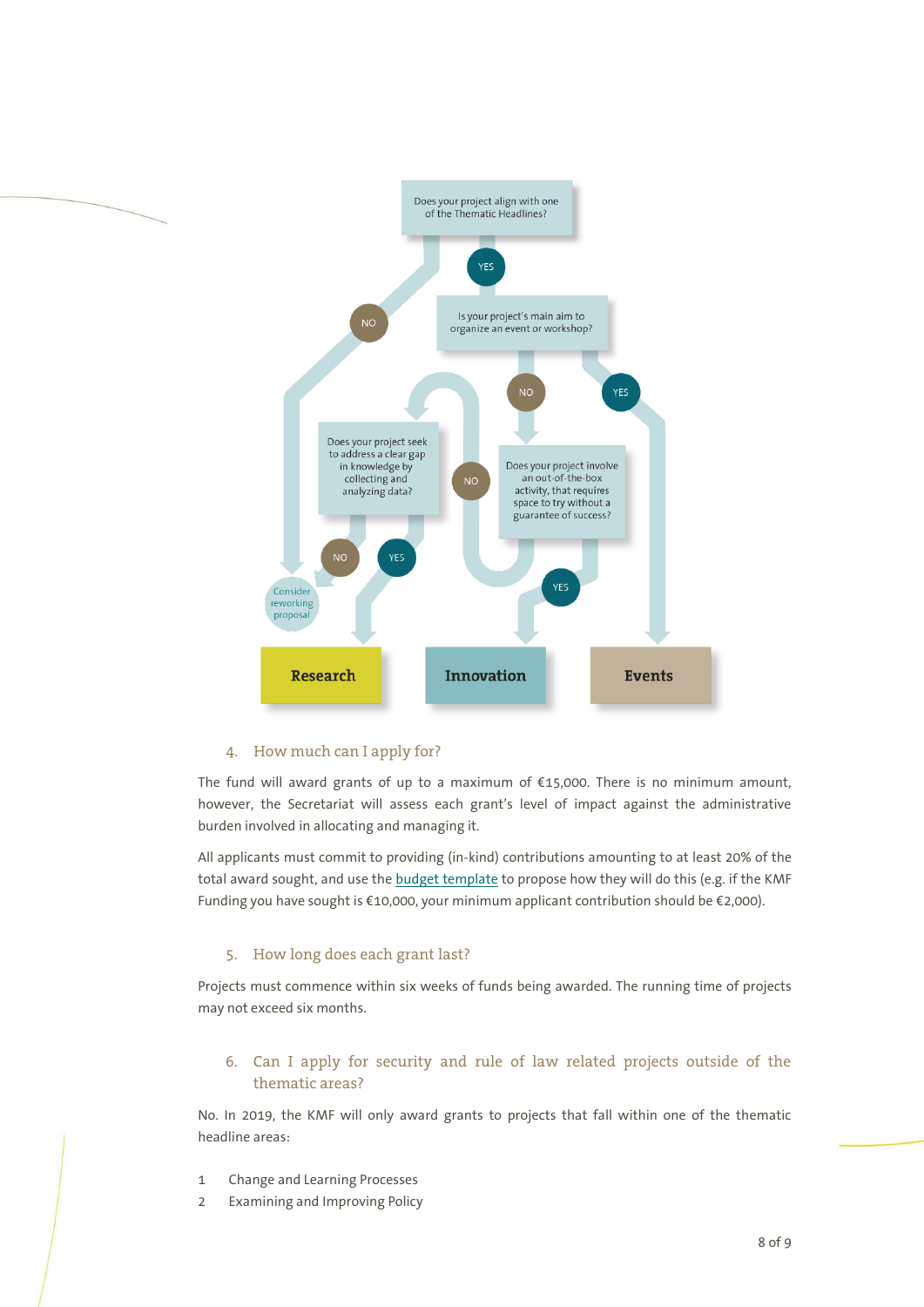Does your project align with one of the Thematic Headlines?

- NO → Consider reworking proposal
- YES → Is your project's main aim to organize an event or workshop?
  - YES → **Events**
  - NO → Does your project involve an out-of-the-box activity, that requires space to try without a guarantee of success?
    - YES → **Innovation**
    - NO → Does your project seek to address a clear gap in knowledge by collecting and analyzing data?
      - YES → **Research**
      - NO → Consider reworking proposal

4. How much can I apply for?

The fund will award grants of up to a maximum of €15,000. There is no minimum amount, however, the Secretariat will assess each grant's level of impact against the administrative burden involved in allocating and managing it.

All applicants must commit to providing (in-kind) contributions amounting to at least 20% of the total award sought, and use the budget template to propose how they will do this (e.g. if the KMF Funding you have sought is €10,000, your minimum applicant contribution should be €2,000).

5. How long does each grant last?

Projects must commence within six weeks of funds being awarded. The running time of projects may not exceed six months.

6. Can I apply for security and rule of law related projects outside of the thematic areas?

No. In 2019, the KMF will only award grants to projects that fall within one of the thematic headline areas:

1 Change and Learning Processes
2 Examining and Improving Policy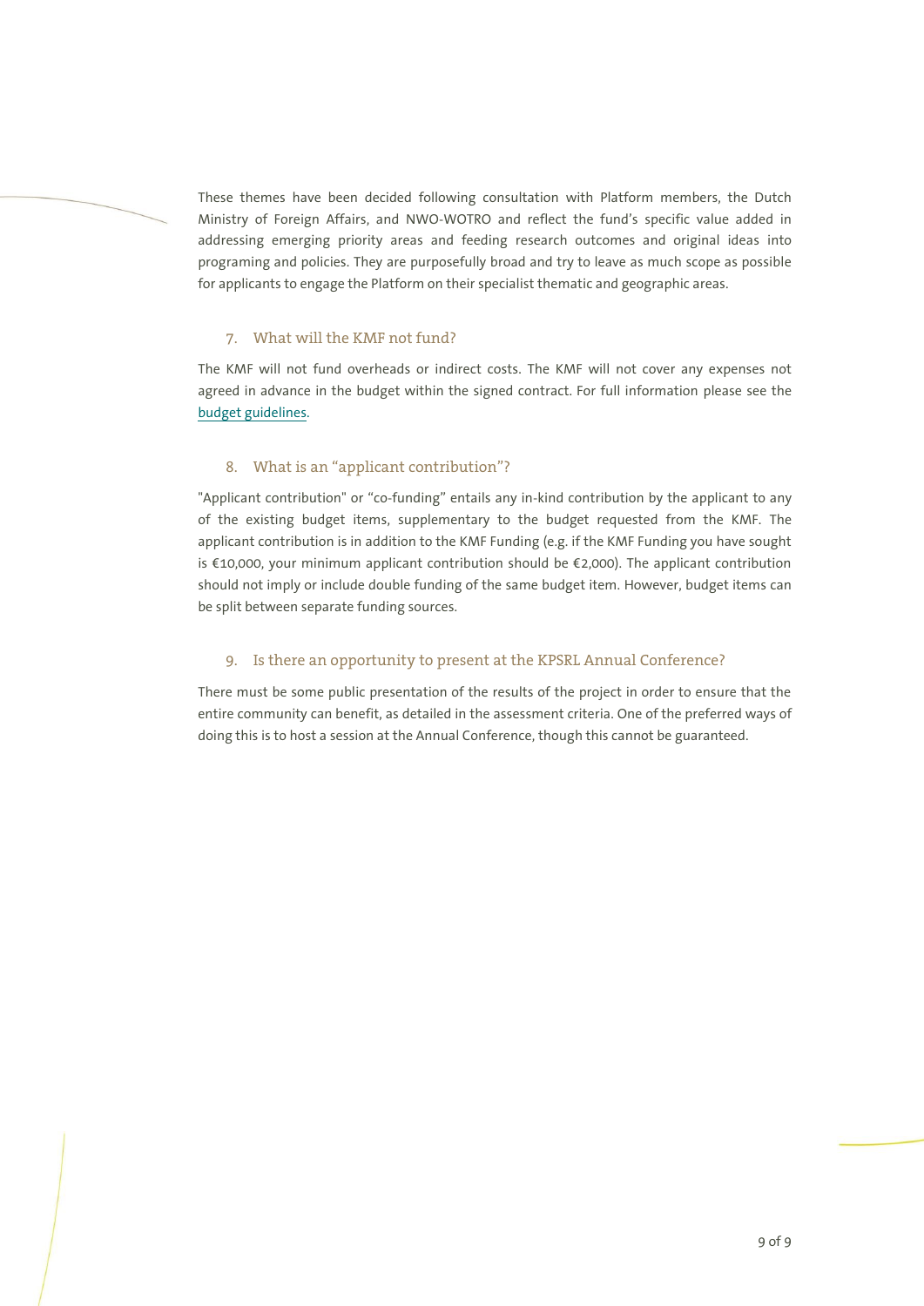These themes have been decided following consultation with Platform members, the Dutch Ministry of Foreign Affairs, and NWO-WOTRO and reflect the fund's specific value added in addressing emerging priority areas and feeding research outcomes and original ideas into programing and policies. They are purposefully broad and try to leave as much scope as possible for applicants to engage the Platform on their specialist thematic and geographic areas.

### 7. What will the KMF not fund?

The KMF will not fund overheads or indirect costs. The KMF will not cover any expenses not agreed in advance in the budget within the signed contract. For full information please see the budget guidelines.

### 8. What is an "applicant contribution"?

"Applicant contribution" or "co-funding" entails any in-kind contribution by the applicant to any of the existing budget items, supplementary to the budget requested from the KMF. The applicant contribution is in addition to the KMF Funding (e.g. if the KMF Funding you have sought is €10,000, your minimum applicant contribution should be €2,000). The applicant contribution should not imply or include double funding of the same budget item. However, budget items can be split between separate funding sources.

### 9. Is there an opportunity to present at the KPSRL Annual Conference?

There must be some public presentation of the results of the project in order to ensure that the entire community can benefit, as detailed in the assessment criteria. One of the preferred ways of doing this is to host a session at the Annual Conference, though this cannot be guaranteed.